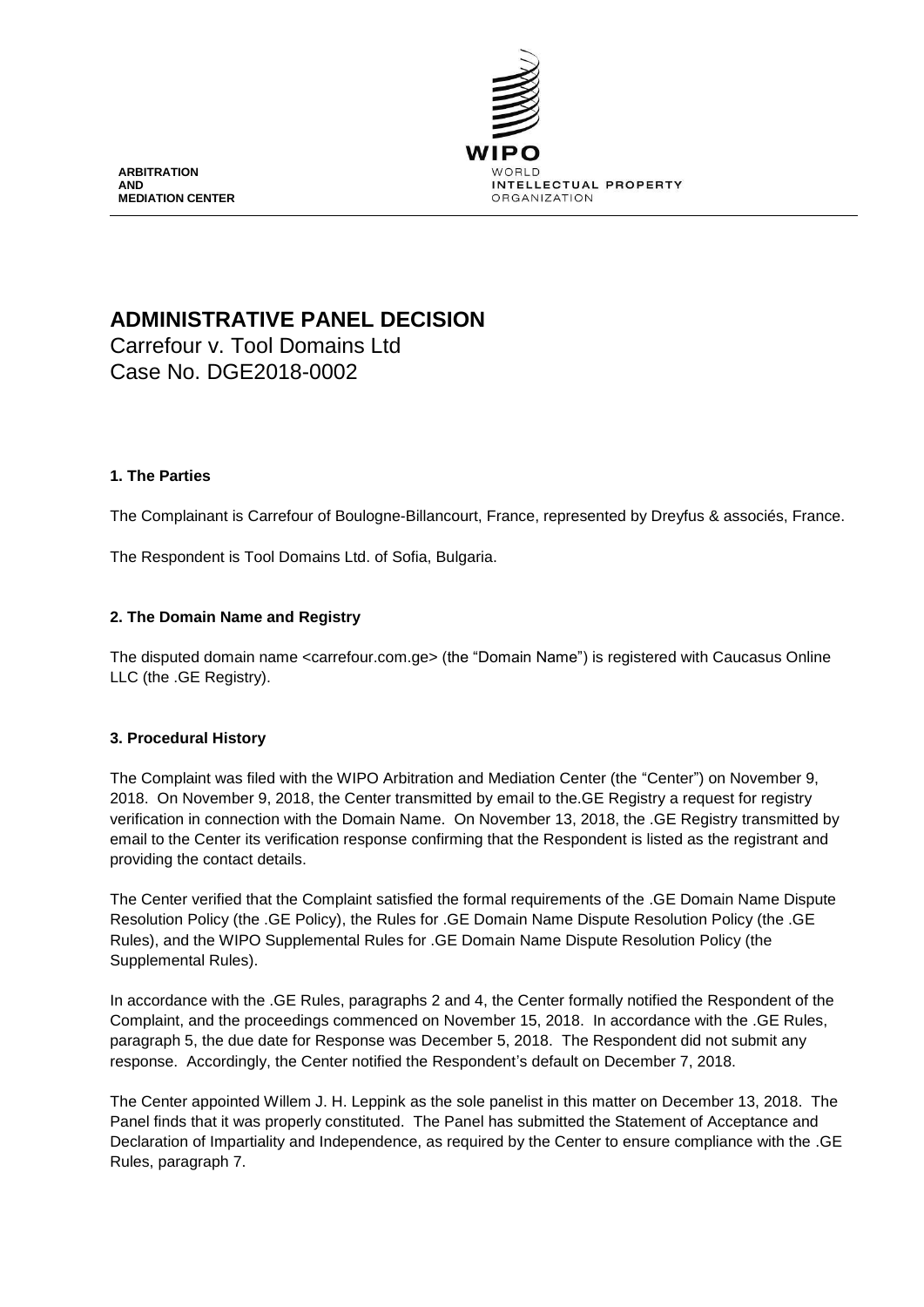ARBITRATION
AND
MEDIATION CENTER

WIPO
WORLD
INTELLECTUAL PROPERTY
ORGANIZATION

# ADMINISTRATIVE PANEL DECISION

Carrefour v. Tool Domains Ltd
Case No. DGE2018-0002

## 1. The Parties

The Complainant is Carrefour of Boulogne-Billancourt, France, represented by Dreyfus & associés, France.

The Respondent is Tool Domains Ltd. of Sofia, Bulgaria.

## 2. The Domain Name and Registry

The disputed domain name <carrefour.com.ge> (the "Domain Name") is registered with Caucasus Online LLC (the .GE Registry).

## 3. Procedural History

The Complaint was filed with the WIPO Arbitration and Mediation Center (the "Center") on November 9, 2018. On November 9, 2018, the Center transmitted by email to the.GE Registry a request for registry verification in connection with the Domain Name. On November 13, 2018, the .GE Registry transmitted by email to the Center its verification response confirming that the Respondent is listed as the registrant and providing the contact details.

The Center verified that the Complaint satisfied the formal requirements of the .GE Domain Name Dispute Resolution Policy (the .GE Policy), the Rules for .GE Domain Name Dispute Resolution Policy (the .GE Rules), and the WIPO Supplemental Rules for .GE Domain Name Dispute Resolution Policy (the Supplemental Rules).

In accordance with the .GE Rules, paragraphs 2 and 4, the Center formally notified the Respondent of the Complaint, and the proceedings commenced on November 15, 2018. In accordance with the .GE Rules, paragraph 5, the due date for Response was December 5, 2018. The Respondent did not submit any response. Accordingly, the Center notified the Respondent's default on December 7, 2018.

The Center appointed Willem J. H. Leppink as the sole panelist in this matter on December 13, 2018. The Panel finds that it was properly constituted. The Panel has submitted the Statement of Acceptance and Declaration of Impartiality and Independence, as required by the Center to ensure compliance with the .GE Rules, paragraph 7.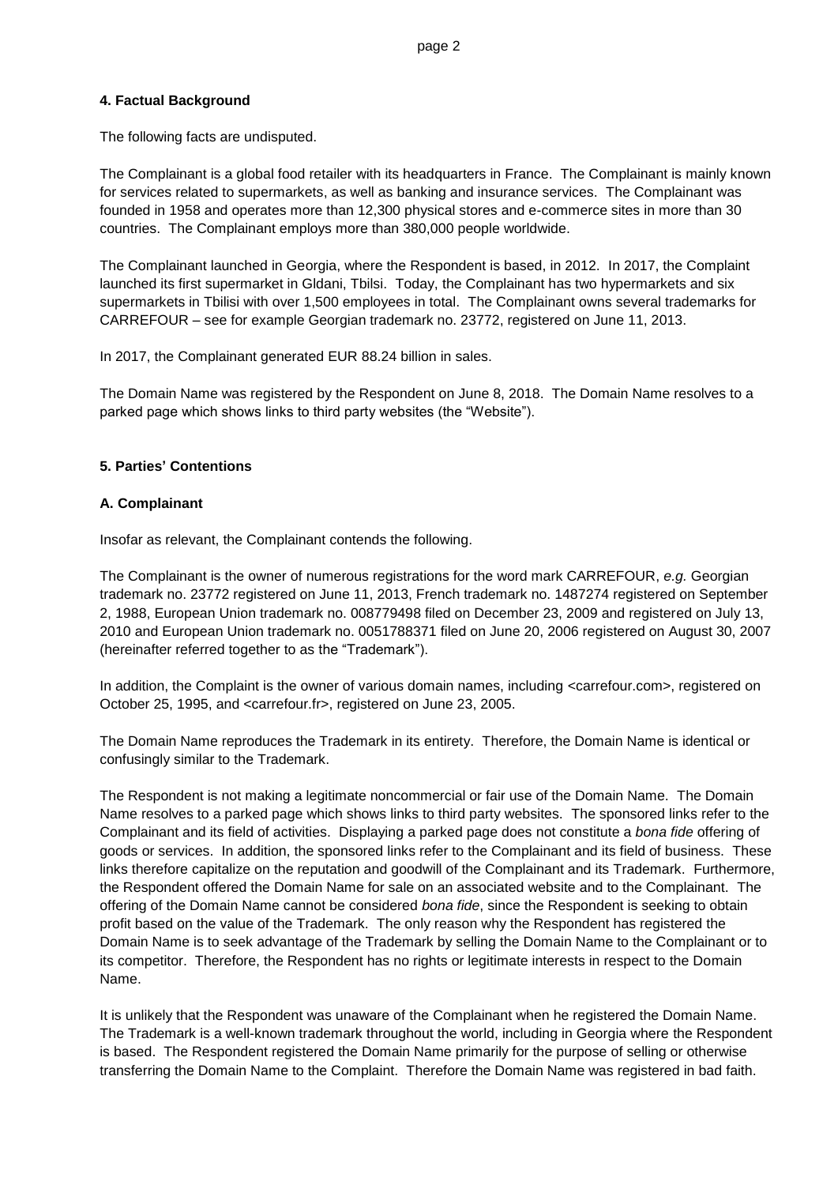## 4. Factual Background

The following facts are undisputed.

The Complainant is a global food retailer with its headquarters in France. The Complainant is mainly known for services related to supermarkets, as well as banking and insurance services. The Complainant was founded in 1958 and operates more than 12,300 physical stores and e-commerce sites in more than 30 countries. The Complainant employs more than 380,000 people worldwide.

The Complainant launched in Georgia, where the Respondent is based, in 2012. In 2017, the Complaint launched its first supermarket in Gldani, Tbilsi. Today, the Complainant has two hypermarkets and six supermarkets in Tbilisi with over 1,500 employees in total. The Complainant owns several trademarks for CARREFOUR – see for example Georgian trademark no. 23772, registered on June 11, 2013.

In 2017, the Complainant generated EUR 88.24 billion in sales.

The Domain Name was registered by the Respondent on June 8, 2018. The Domain Name resolves to a parked page which shows links to third party websites (the "Website").

## 5. Parties' Contentions

### A. Complainant

Insofar as relevant, the Complainant contends the following.

The Complainant is the owner of numerous registrations for the word mark CARREFOUR, *e.g.* Georgian trademark no. 23772 registered on June 11, 2013, French trademark no. 1487274 registered on September 2, 1988, European Union trademark no. 008779498 filed on December 23, 2009 and registered on July 13, 2010 and European Union trademark no. 0051788371 filed on June 20, 2006 registered on August 30, 2007 (hereinafter referred together to as the "Trademark").

In addition, the Complaint is the owner of various domain names, including <carrefour.com>, registered on October 25, 1995, and <carrefour.fr>, registered on June 23, 2005.

The Domain Name reproduces the Trademark in its entirety. Therefore, the Domain Name is identical or confusingly similar to the Trademark.

The Respondent is not making a legitimate noncommercial or fair use of the Domain Name. The Domain Name resolves to a parked page which shows links to third party websites. The sponsored links refer to the Complainant and its field of activities. Displaying a parked page does not constitute a *bona fide* offering of goods or services. In addition, the sponsored links refer to the Complainant and its field of business. These links therefore capitalize on the reputation and goodwill of the Complainant and its Trademark. Furthermore, the Respondent offered the Domain Name for sale on an associated website and to the Complainant. The offering of the Domain Name cannot be considered *bona fide*, since the Respondent is seeking to obtain profit based on the value of the Trademark. The only reason why the Respondent has registered the Domain Name is to seek advantage of the Trademark by selling the Domain Name to the Complainant or to its competitor. Therefore, the Respondent has no rights or legitimate interests in respect to the Domain Name.

It is unlikely that the Respondent was unaware of the Complainant when he registered the Domain Name. The Trademark is a well-known trademark throughout the world, including in Georgia where the Respondent is based. The Respondent registered the Domain Name primarily for the purpose of selling or otherwise transferring the Domain Name to the Complaint. Therefore the Domain Name was registered in bad faith.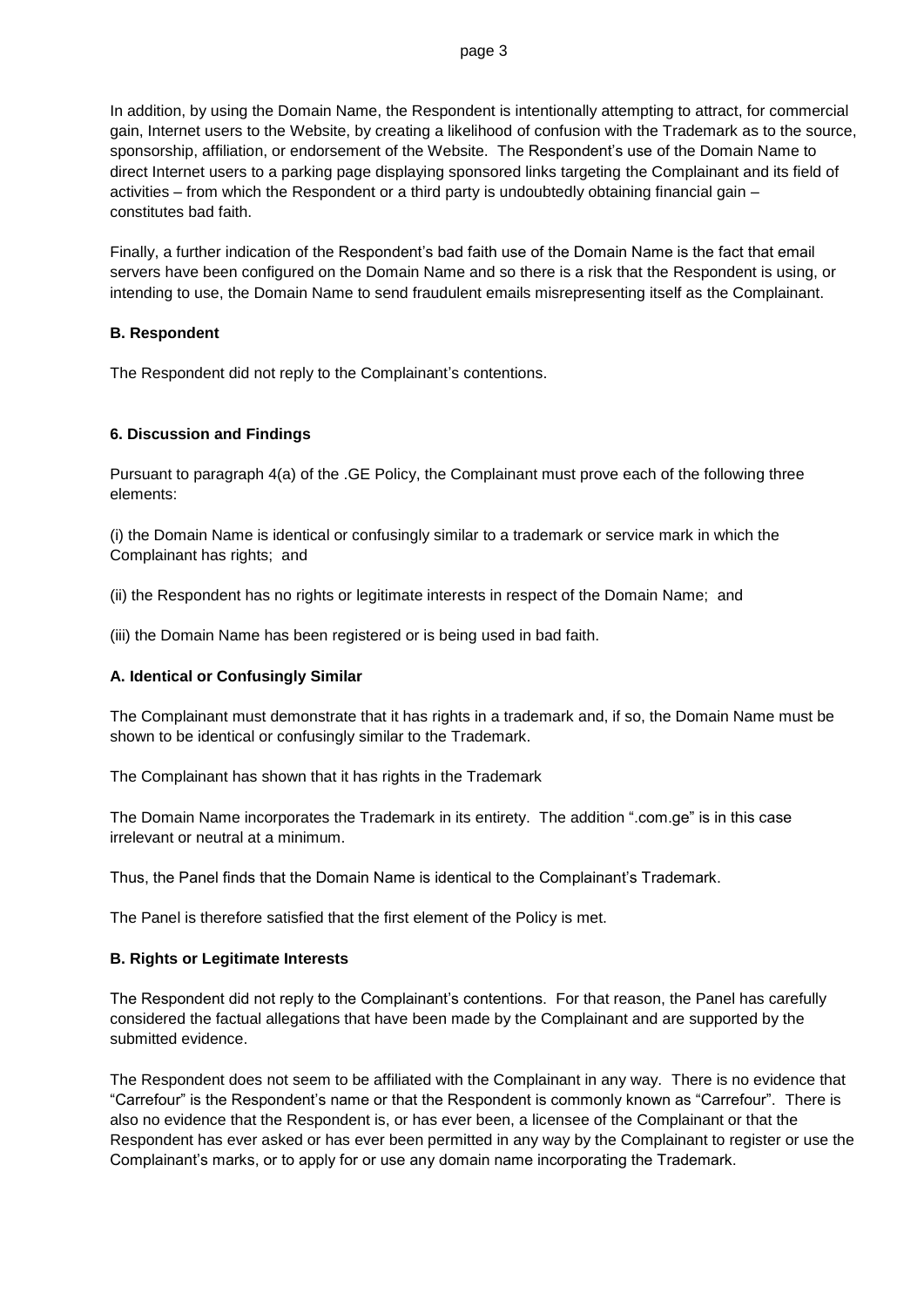In addition, by using the Domain Name, the Respondent is intentionally attempting to attract, for commercial gain, Internet users to the Website, by creating a likelihood of confusion with the Trademark as to the source, sponsorship, affiliation, or endorsement of the Website. The Respondent's use of the Domain Name to direct Internet users to a parking page displaying sponsored links targeting the Complainant and its field of activities – from which the Respondent or a third party is undoubtedly obtaining financial gain – constitutes bad faith.

Finally, a further indication of the Respondent's bad faith use of the Domain Name is the fact that email servers have been configured on the Domain Name and so there is a risk that the Respondent is using, or intending to use, the Domain Name to send fraudulent emails misrepresenting itself as the Complainant.

### B. Respondent

The Respondent did not reply to the Complainant's contentions.

## 6. Discussion and Findings

Pursuant to paragraph 4(a) of the .GE Policy, the Complainant must prove each of the following three elements:

(i) the Domain Name is identical or confusingly similar to a trademark or service mark in which the Complainant has rights; and

(ii) the Respondent has no rights or legitimate interests in respect of the Domain Name; and

(iii) the Domain Name has been registered or is being used in bad faith.

### A. Identical or Confusingly Similar

The Complainant must demonstrate that it has rights in a trademark and, if so, the Domain Name must be shown to be identical or confusingly similar to the Trademark.

The Complainant has shown that it has rights in the Trademark

The Domain Name incorporates the Trademark in its entirety. The addition ".com.ge" is in this case irrelevant or neutral at a minimum.

Thus, the Panel finds that the Domain Name is identical to the Complainant's Trademark.

The Panel is therefore satisfied that the first element of the Policy is met.

### B. Rights or Legitimate Interests

The Respondent did not reply to the Complainant's contentions. For that reason, the Panel has carefully considered the factual allegations that have been made by the Complainant and are supported by the submitted evidence.

The Respondent does not seem to be affiliated with the Complainant in any way. There is no evidence that "Carrefour" is the Respondent's name or that the Respondent is commonly known as "Carrefour". There is also no evidence that the Respondent is, or has ever been, a licensee of the Complainant or that the Respondent has ever asked or has ever been permitted in any way by the Complainant to register or use the Complainant's marks, or to apply for or use any domain name incorporating the Trademark.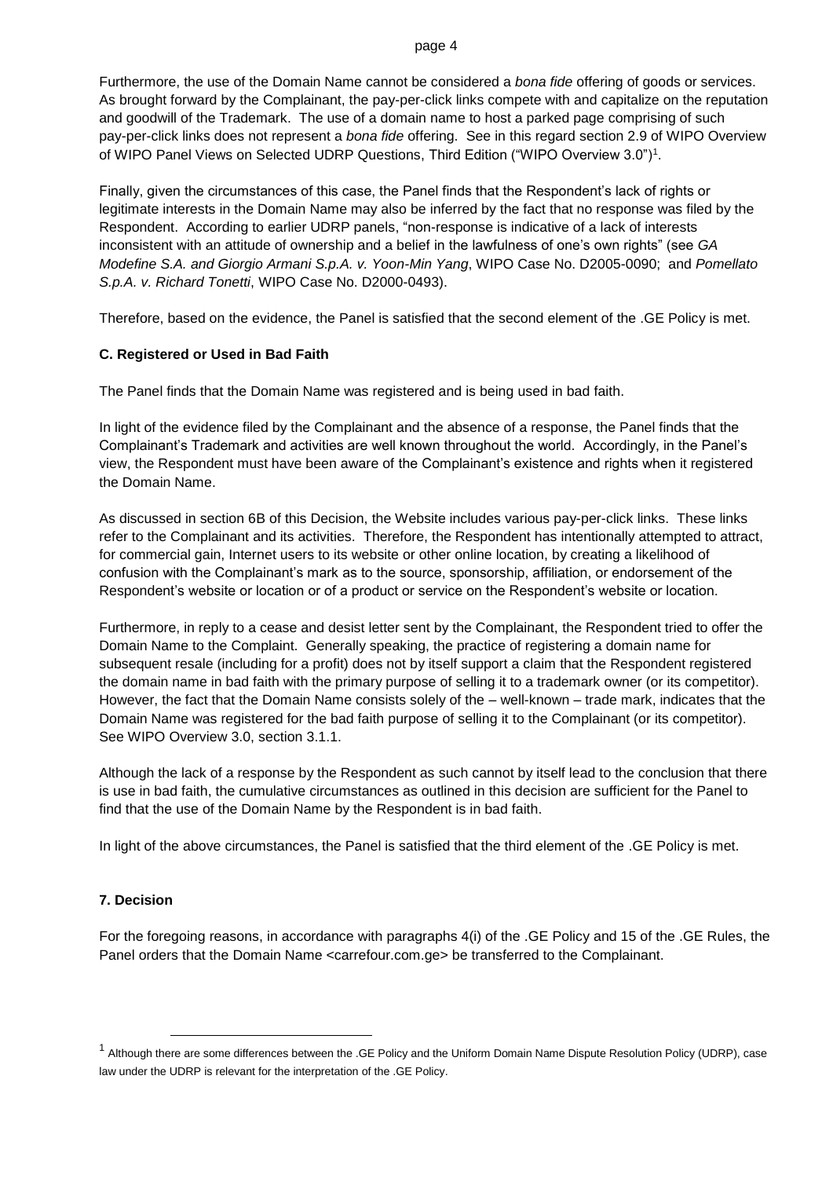Furthermore, the use of the Domain Name cannot be considered a *bona fide* offering of goods or services. As brought forward by the Complainant, the pay-per-click links compete with and capitalize on the reputation and goodwill of the Trademark. The use of a domain name to host a parked page comprising of such pay-per-click links does not represent a *bona fide* offering. See in this regard section 2.9 of WIPO Overview of WIPO Panel Views on Selected UDRP Questions, Third Edition ("WIPO Overview 3.0")[1].

Finally, given the circumstances of this case, the Panel finds that the Respondent's lack of rights or legitimate interests in the Domain Name may also be inferred by the fact that no response was filed by the Respondent. According to earlier UDRP panels, "non-response is indicative of a lack of interests inconsistent with an attitude of ownership and a belief in the lawfulness of one's own rights" (see *GA Modefine S.A. and Giorgio Armani S.p.A. v. Yoon-Min Yang*, WIPO Case No. D2005-0090; and *Pomellato S.p.A. v. Richard Tonetti*, WIPO Case No. D2000-0493).

Therefore, based on the evidence, the Panel is satisfied that the second element of the .GE Policy is met.

### C. Registered or Used in Bad Faith

The Panel finds that the Domain Name was registered and is being used in bad faith.

In light of the evidence filed by the Complainant and the absence of a response, the Panel finds that the Complainant's Trademark and activities are well known throughout the world. Accordingly, in the Panel's view, the Respondent must have been aware of the Complainant's existence and rights when it registered the Domain Name.

As discussed in section 6B of this Decision, the Website includes various pay-per-click links. These links refer to the Complainant and its activities. Therefore, the Respondent has intentionally attempted to attract, for commercial gain, Internet users to its website or other online location, by creating a likelihood of confusion with the Complainant's mark as to the source, sponsorship, affiliation, or endorsement of the Respondent's website or location or of a product or service on the Respondent's website or location.

Furthermore, in reply to a cease and desist letter sent by the Complainant, the Respondent tried to offer the Domain Name to the Complaint. Generally speaking, the practice of registering a domain name for subsequent resale (including for a profit) does not by itself support a claim that the Respondent registered the domain name in bad faith with the primary purpose of selling it to a trademark owner (or its competitor). However, the fact that the Domain Name consists solely of the – well-known – trade mark, indicates that the Domain Name was registered for the bad faith purpose of selling it to the Complainant (or its competitor). See WIPO Overview 3.0, section 3.1.1.

Although the lack of a response by the Respondent as such cannot by itself lead to the conclusion that there is use in bad faith, the cumulative circumstances as outlined in this decision are sufficient for the Panel to find that the use of the Domain Name by the Respondent is in bad faith.

In light of the above circumstances, the Panel is satisfied that the third element of the .GE Policy is met.

## 7. Decision

For the foregoing reasons, in accordance with paragraphs 4(i) of the .GE Policy and 15 of the .GE Rules, the Panel orders that the Domain Name <carrefour.com.ge> be transferred to the Complainant.

---

[1] Although there are some differences between the .GE Policy and the Uniform Domain Name Dispute Resolution Policy (UDRP), case law under the UDRP is relevant for the interpretation of the .GE Policy.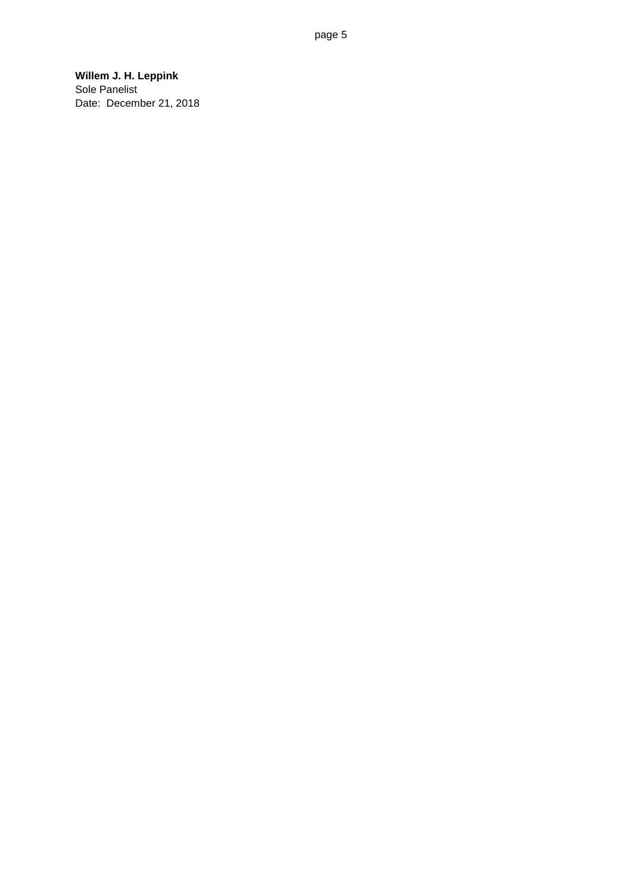**Willem J. H. Leppink**
Sole Panelist
Date: December 21, 2018